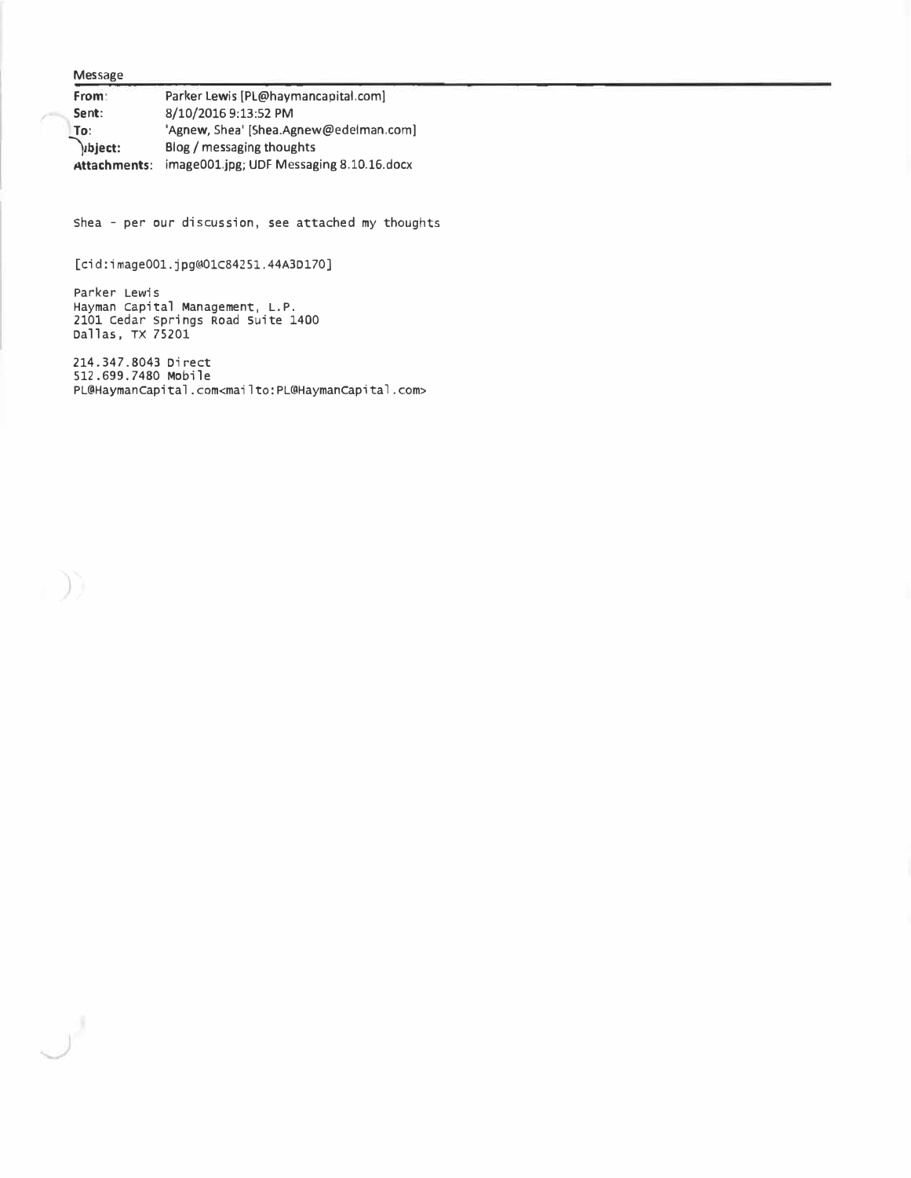Message

| | |
|---|---|
| **From:** | Parker Lewis [PL@haymancapital.com] |
| **Sent:** | 8/10/2016 9:13:52 PM |
| **To:** | 'Agnew, Shea' [Shea.Agnew@edelman.com] |
| **Subject:** | Blog / messaging thoughts |
| **Attachments:** | image001.jpg; UDF Messaging 8.10.16.docx |

Shea - per our discussion, see attached my thoughts

[cid:image001.jpg@01C84251.44A3D170]

Parker Lewis
Hayman Capital Management, L.P.
2101 Cedar Springs Road Suite 1400
Dallas, TX 75201

214.347.8043 Direct
512.699.7480 Mobile
PL@HaymanCapital.com<mailto:PL@HaymanCapital.com>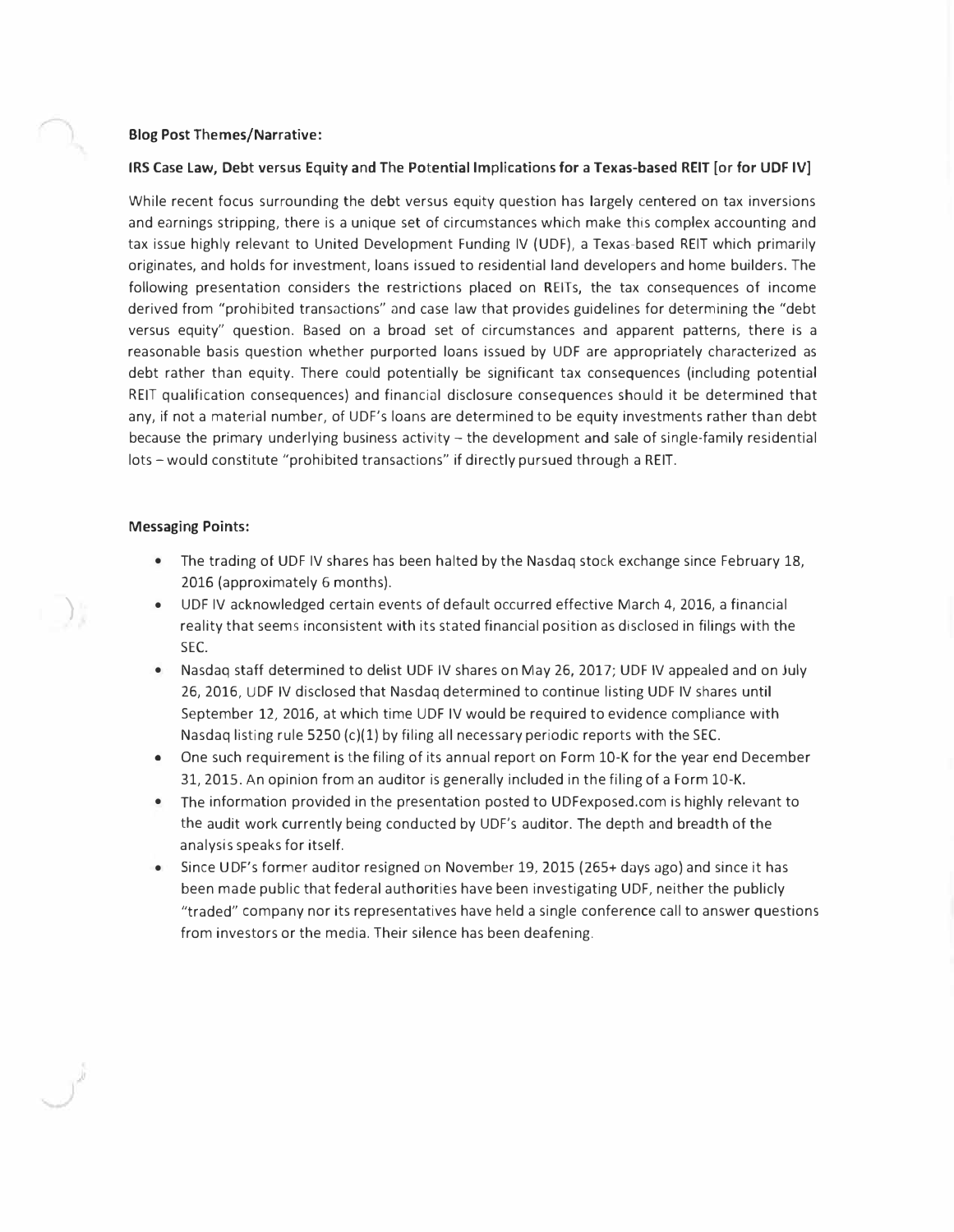**Blog Post Themes/Narrative:**

**IRS Case Law, Debt versus Equity and The Potential Implications for a Texas-based REIT** [or **for UDF IV**]

While recent focus surrounding the debt versus equity question has largely centered on tax inversions and earnings stripping, there is a unique set of circumstances which make this complex accounting and tax issue highly relevant to United Development Funding IV (UDF), a Texas-based REIT which primarily originates, and holds for investment, loans issued to residential land developers and home builders. The following presentation considers the restrictions placed on REITs, the tax consequences of income derived from "prohibited transactions" and case law that provides guidelines for determining the "debt versus equity" question. Based on a broad set of circumstances and apparent patterns, there is a reasonable basis question whether purported loans issued by UDF are appropriately characterized as debt rather than equity. There could potentially be significant tax consequences (including potential REIT qualification consequences) and financial disclosure consequences should it be determined that any, if not a material number, of UDF's loans are determined to be equity investments rather than debt because the primary underlying business activity – the development and sale of single-family residential lots – would constitute "prohibited transactions" if directly pursued through a REIT.

**Messaging Points:**

- The trading of UDF IV shares has been halted by the Nasdaq stock exchange since February 18, 2016 (approximately 6 months).
- UDF IV acknowledged certain events of default occurred effective March 4, 2016, a financial reality that seems inconsistent with its stated financial position as disclosed in filings with the SEC.
- Nasdaq staff determined to delist UDF IV shares on May 26, 2017; UDF IV appealed and on July 26, 2016, UDF IV disclosed that Nasdaq determined to continue listing UDF IV shares until September 12, 2016, at which time UDF IV would be required to evidence compliance with Nasdaq listing rule 5250 (c)(1) by filing all necessary periodic reports with the SEC.
- One such requirement is the filing of its annual report on Form 10-K for the year end December 31, 2015. An opinion from an auditor is generally included in the filing of a Form 10-K.
- The information provided in the presentation posted to UDFexposed.com is highly relevant to the audit work currently being conducted by UDF's auditor. The depth and breadth of the analysis speaks for itself.
- Since UDF's former auditor resigned on November 19, 2015 (265+ days ago) and since it has been made public that federal authorities have been investigating UDF, neither the publicly "traded" company nor its representatives have held a single conference call to answer questions from investors or the media. Their silence has been deafening.